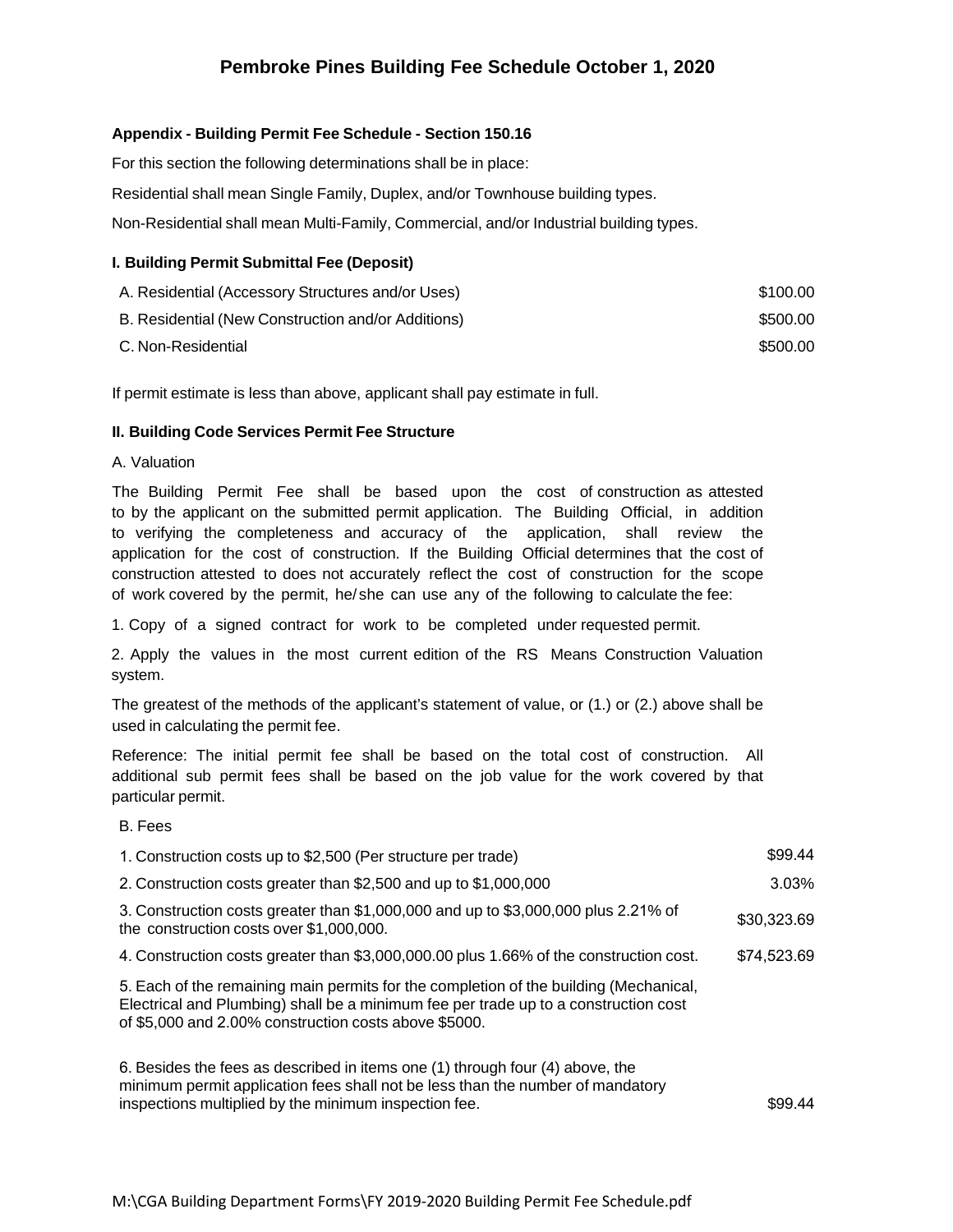# Pembroke Pines Building Fee Schedule October 1, 2020

**Appendix - Building Permit Fee Schedule - Section 150.16**

For this section the following determinations shall be in place:

Residential shall mean Single Family, Duplex, and/or Townhouse building types.

Non-Residential shall mean Multi-Family, Commercial, and/or Industrial building types.

**I. Building Permit Submittal Fee (Deposit)**

| | |
|---|---|
| A. Residential (Accessory Structures and/or Uses) | $100.00 |
| B. Residential (New Construction and/or Additions) | $500.00 |
| C. Non-Residential | $500.00 |

If permit estimate is less than above, applicant shall pay estimate in full.

**II. Building Code Services Permit Fee Structure**

A. Valuation

The Building Permit Fee shall be based upon the cost of construction as attested to by the applicant on the submitted permit application. The Building Official, in addition to verifying the completeness and accuracy of the application, shall review the application for the cost of construction. If the Building Official determines that the cost of construction attested to does not accurately reflect the cost of construction for the scope of work covered by the permit, he/she can use any of the following to calculate the fee:

1. Copy of a signed contract for work to be completed under requested permit.

2. Apply the values in the most current edition of the RS Means Construction Valuation system.

The greatest of the methods of the applicant's statement of value, or (1.) or (2.) above shall be used in calculating the permit fee.

Reference: The initial permit fee shall be based on the total cost of construction. All additional sub permit fees shall be based on the job value for the work covered by that particular permit.

B. Fees

| | |
|---|---|
| 1. Construction costs up to $2,500 (Per structure per trade) | $99.44 |
| 2. Construction costs greater than $2,500 and up to $1,000,000 | 3.03% |
| 3. Construction costs greater than $1,000,000 and up to $3,000,000 plus 2.21% of the construction costs over $1,000,000. | $30,323.69 |
| 4. Construction costs greater than $3,000,000.00 plus 1.66% of the construction cost. | $74,523.69 |
| 5. Each of the remaining main permits for the completion of the building (Mechanical, Electrical and Plumbing) shall be a minimum fee per trade up to a construction cost of $5,000 and 2.00% construction costs above $5000. | |
| 6. Besides the fees as described in items one (1) through four (4) above, the minimum permit application fees shall not be less than the number of mandatory inspections multiplied by the minimum inspection fee. | $99.44 |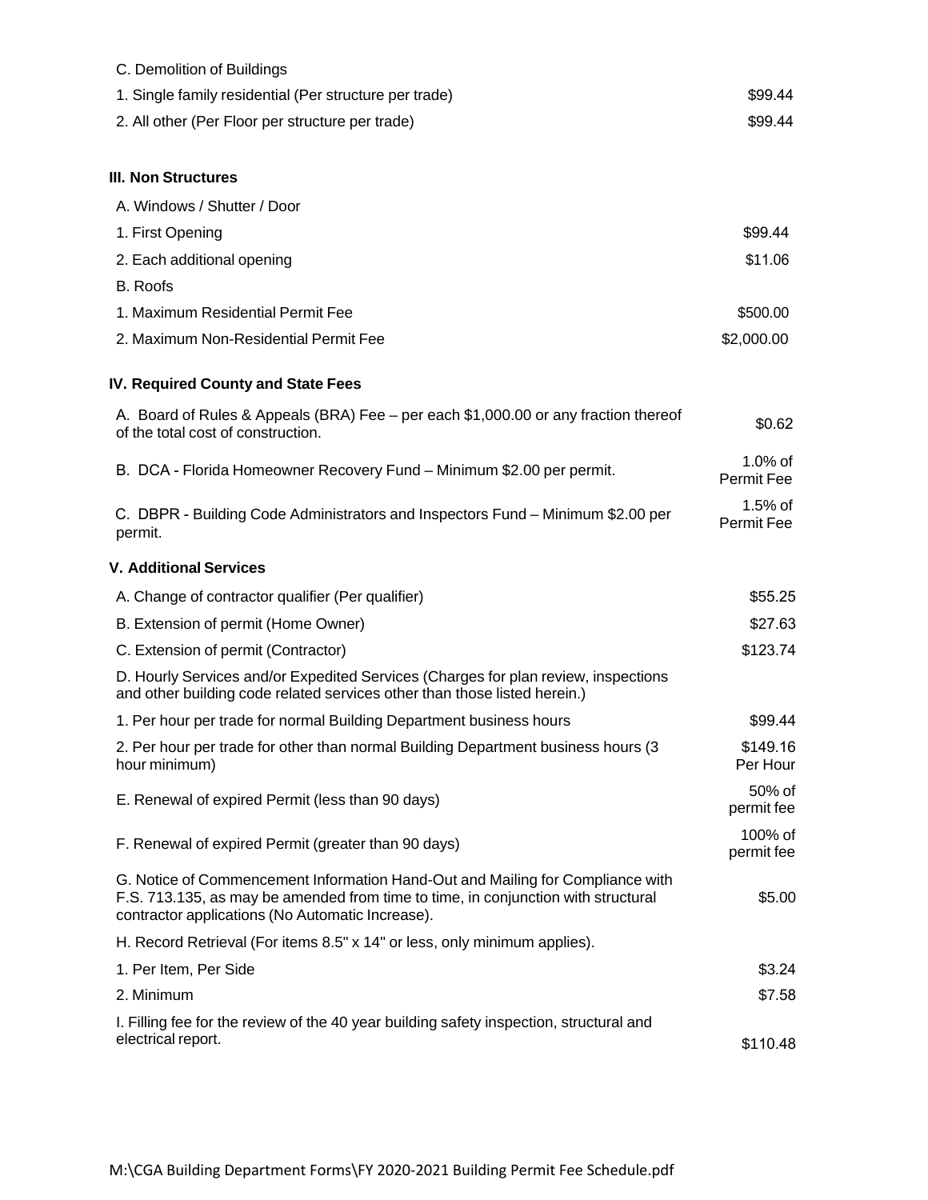| | |
|---|---|
| C. Demolition of Buildings | |
| 1. Single family residential (Per structure per trade) | $99.44 |
| 2. All other (Per Floor per structure per trade) | $99.44 |

### III. Non Structures

| | |
|---|---|
| A. Windows / Shutter / Door | |
| 1. First Opening | $99.44 |
| 2. Each additional opening | $11.06 |
| B. Roofs | |
| 1. Maximum Residential Permit Fee | $500.00 |
| 2. Maximum Non-Residential Permit Fee | $2,000.00 |

### IV. Required County and State Fees

| | |
|---|---|
| A. Board of Rules & Appeals (BRA) Fee – per each $1,000.00 or any fraction thereof of the total cost of construction. | $0.62 |
| B. DCA - Florida Homeowner Recovery Fund – Minimum $2.00 per permit. | 1.0% of Permit Fee |
| C. DBPR - Building Code Administrators and Inspectors Fund – Minimum $2.00 per permit. | 1.5% of Permit Fee |

### V. Additional Services

| | |
|---|---|
| A. Change of contractor qualifier (Per qualifier) | $55.25 |
| B. Extension of permit (Home Owner) | $27.63 |
| C. Extension of permit (Contractor) | $123.74 |
| D. Hourly Services and/or Expedited Services (Charges for plan review, inspections and other building code related services other than those listed herein.) | |
| 1. Per hour per trade for normal Building Department business hours | $99.44 |
| 2. Per hour per trade for other than normal Building Department business hours (3 hour minimum) | $149.16 Per Hour |
| E. Renewal of expired Permit (less than 90 days) | 50% of permit fee |
| F. Renewal of expired Permit (greater than 90 days) | 100% of permit fee |
| G. Notice of Commencement Information Hand-Out and Mailing for Compliance with F.S. 713.135, as may be amended from time to time, in conjunction with structural contractor applications (No Automatic Increase). | $5.00 |
| H. Record Retrieval (For items 8.5" x 14" or less, only minimum applies). | |
| 1. Per Item, Per Side | $3.24 |
| 2. Minimum | $7.58 |
| I. Filling fee for the review of the 40 year building safety inspection, structural and electrical report. | $110.48 |

M:\CGA Building Department Forms\FY 2020-2021 Building Permit Fee Schedule.pdf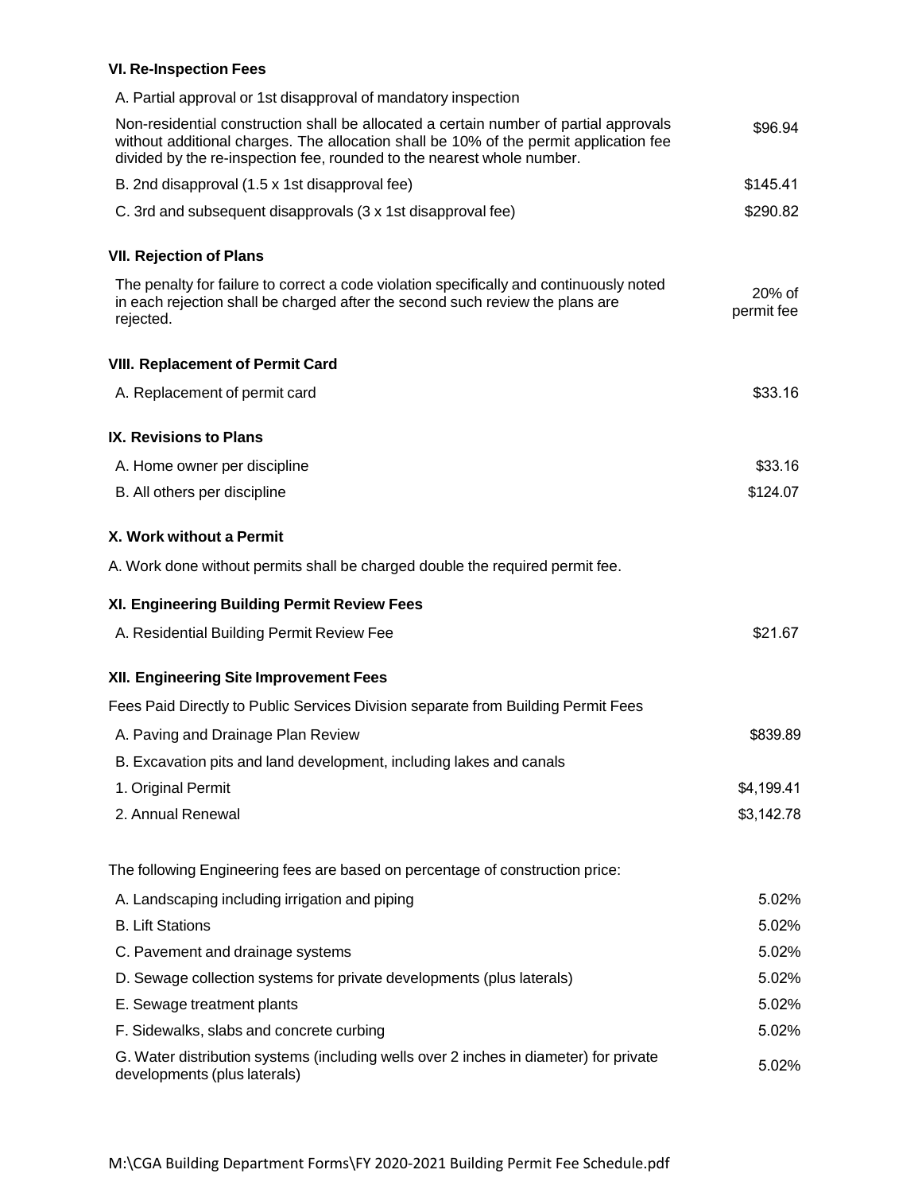### VI. Re-Inspection Fees

| | |
|---|---|
| A. Partial approval or 1st disapproval of mandatory inspection | |
| Non-residential construction shall be allocated a certain number of partial approvals without additional charges. The allocation shall be 10% of the permit application fee divided by the re-inspection fee, rounded to the nearest whole number. | $96.94 |
| B. 2nd disapproval (1.5 x 1st disapproval fee) | $145.41 |
| C. 3rd and subsequent disapprovals (3 x 1st disapproval fee) | $290.82 |

### VII. Rejection of Plans

| | |
|---|---|
| The penalty for failure to correct a code violation specifically and continuously noted in each rejection shall be charged after the second such review the plans are rejected. | 20% of permit fee |

### VIII. Replacement of Permit Card

| | |
|---|---|
| A. Replacement of permit card | $33.16 |

### IX. Revisions to Plans

| | |
|---|---|
| A. Home owner per discipline | $33.16 |
| B. All others per discipline | $124.07 |

### X. Work without a Permit

A. Work done without permits shall be charged double the required permit fee.

### XI. Engineering Building Permit Review Fees

| | |
|---|---|
| A. Residential Building Permit Review Fee | $21.67 |

### XII. Engineering Site Improvement Fees

Fees Paid Directly to Public Services Division separate from Building Permit Fees

| | |
|---|---|
| A. Paving and Drainage Plan Review | $839.89 |
| B. Excavation pits and land development, including lakes and canals | |
| 1. Original Permit | $4,199.41 |
| 2. Annual Renewal | $3,142.78 |

The following Engineering fees are based on percentage of construction price:

| | |
|---|---|
| A. Landscaping including irrigation and piping | 5.02% |
| B. Lift Stations | 5.02% |
| C. Pavement and drainage systems | 5.02% |
| D. Sewage collection systems for private developments (plus laterals) | 5.02% |
| E. Sewage treatment plants | 5.02% |
| F. Sidewalks, slabs and concrete curbing | 5.02% |
| G. Water distribution systems (including wells over 2 inches in diameter) for private developments (plus laterals) | 5.02% |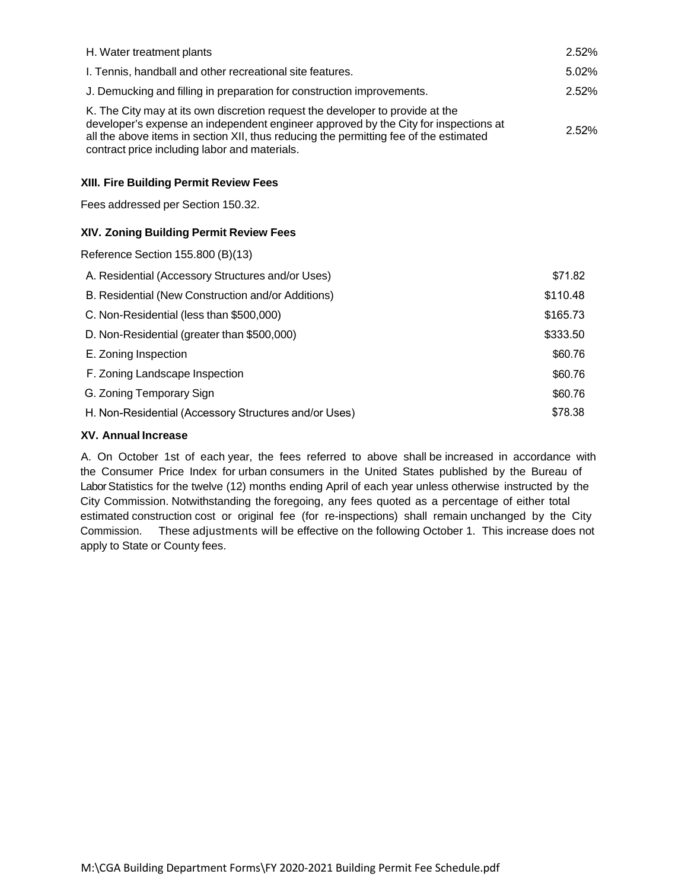| | |
|---|---|
| H. Water treatment plants | 2.52% |
| I. Tennis, handball and other recreational site features. | 5.02% |
| J. Demucking and filling in preparation for construction improvements. | 2.52% |
| K. The City may at its own discretion request the developer to provide at the developer's expense an independent engineer approved by the City for inspections at all the above items in section XII, thus reducing the permitting fee of the estimated contract price including labor and materials. | 2.52% |

**XIII. Fire Building Permit Review Fees**

Fees addressed per Section 150.32.

**XIV. Zoning Building Permit Review Fees**

Reference Section 155.800 (B)(13)

| | |
|---|---|
| A. Residential (Accessory Structures and/or Uses) | $71.82 |
| B. Residential (New Construction and/or Additions) | $110.48 |
| C. Non-Residential (less than $500,000) | $165.73 |
| D. Non-Residential (greater than $500,000) | $333.50 |
| E. Zoning Inspection | $60.76 |
| F. Zoning Landscape Inspection | $60.76 |
| G. Zoning Temporary Sign | $60.76 |
| H. Non-Residential (Accessory Structures and/or Uses) | $78.38 |

**XV. Annual Increase**

A. On October 1st of each year, the fees referred to above shall be increased in accordance with the Consumer Price Index for urban consumers in the United States published by the Bureau of Labor Statistics for the twelve (12) months ending April of each year unless otherwise instructed by the City Commission. Notwithstanding the foregoing, any fees quoted as a percentage of either total estimated construction cost or original fee (for re-inspections) shall remain unchanged by the City Commission. These adjustments will be effective on the following October 1. This increase does not apply to State or County fees.

M:\CGA Building Department Forms\FY 2020-2021 Building Permit Fee Schedule.pdf